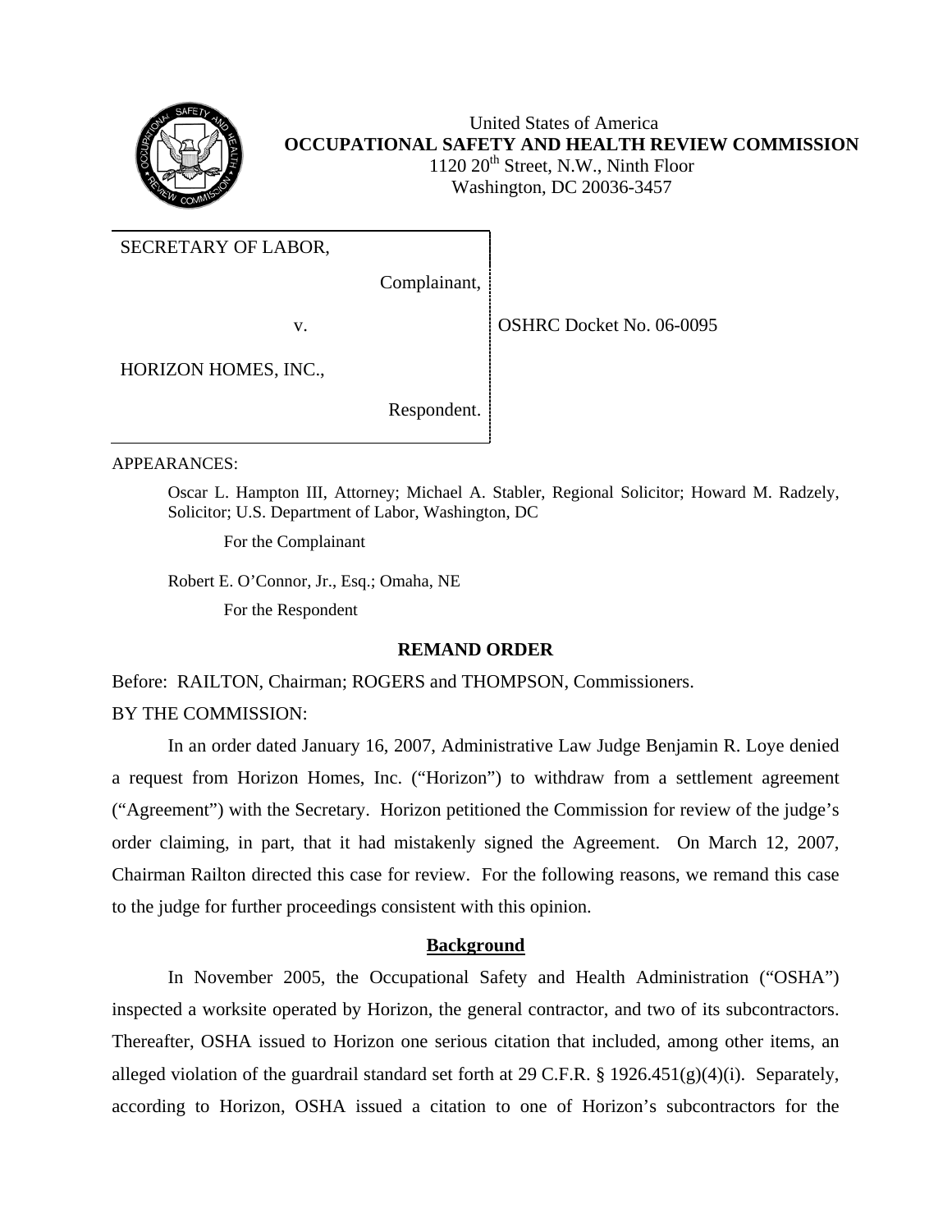United States of America
**OCCUPATIONAL SAFETY AND HEALTH REVIEW COMMISSION**
1120 20th Street, N.W., Ninth Floor
Washington, DC 20036-3457

| | |
|---|---|
| SECRETARY OF LABOR,<br><br>Complainant,<br><br>v.<br><br>HORIZON HOMES, INC.,<br><br>Respondent. | OSHRC Docket No. 06-0095 |

APPEARANCES:

Oscar L. Hampton III, Attorney; Michael A. Stabler, Regional Solicitor; Howard M. Radzely, Solicitor; U.S. Department of Labor, Washington, DC

For the Complainant

Robert E. O'Connor, Jr., Esq.; Omaha, NE

For the Respondent

## REMAND ORDER

Before: RAILTON, Chairman; ROGERS and THOMPSON, Commissioners.

BY THE COMMISSION:

In an order dated January 16, 2007, Administrative Law Judge Benjamin R. Loye denied a request from Horizon Homes, Inc. ("Horizon") to withdraw from a settlement agreement ("Agreement") with the Secretary. Horizon petitioned the Commission for review of the judge's order claiming, in part, that it had mistakenly signed the Agreement. On March 12, 2007, Chairman Railton directed this case for review. For the following reasons, we remand this case to the judge for further proceedings consistent with this opinion.

### Background

In November 2005, the Occupational Safety and Health Administration ("OSHA") inspected a worksite operated by Horizon, the general contractor, and two of its subcontractors. Thereafter, OSHA issued to Horizon one serious citation that included, among other items, an alleged violation of the guardrail standard set forth at 29 C.F.R. § 1926.451(g)(4)(i). Separately, according to Horizon, OSHA issued a citation to one of Horizon's subcontractors for the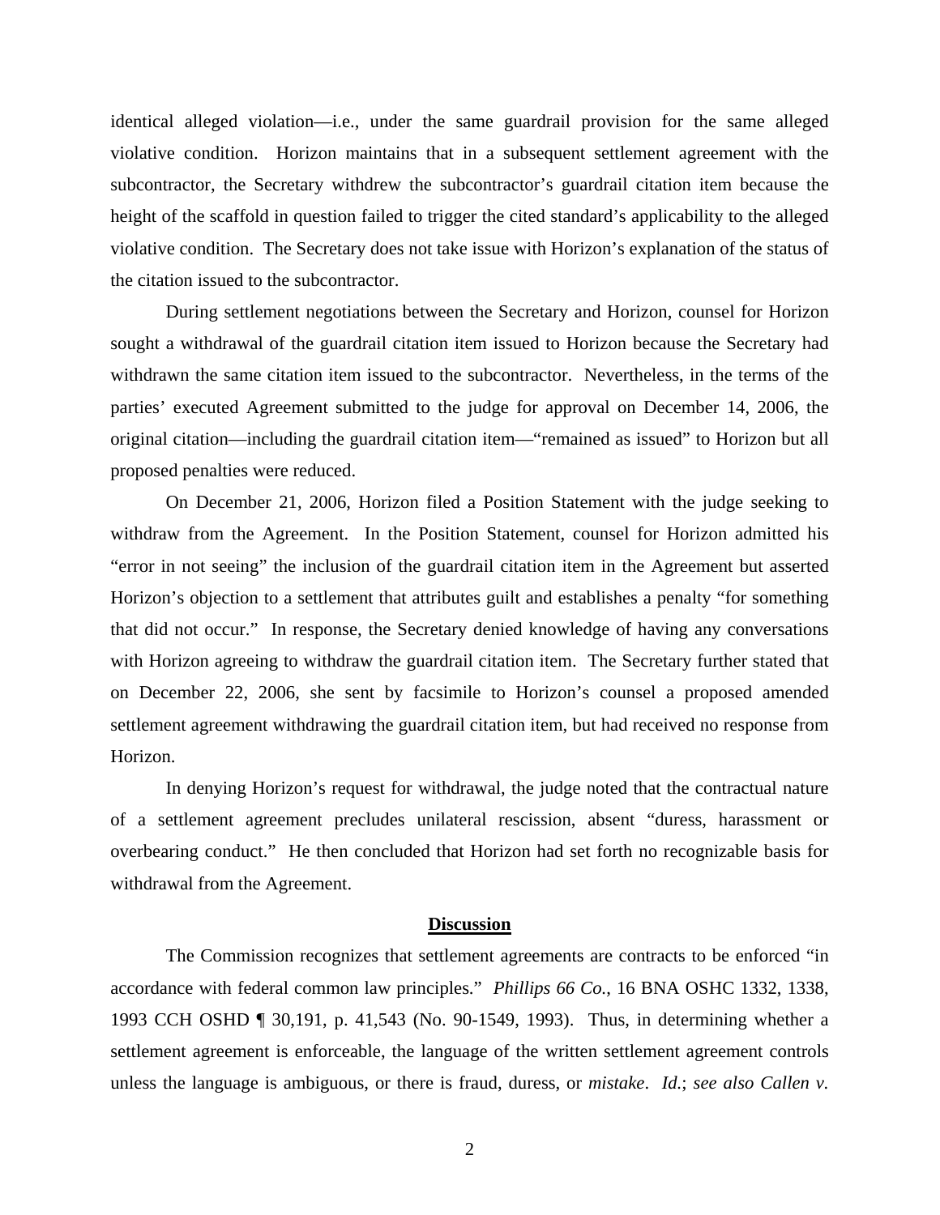identical alleged violation—i.e., under the same guardrail provision for the same alleged violative condition. Horizon maintains that in a subsequent settlement agreement with the subcontractor, the Secretary withdrew the subcontractor's guardrail citation item because the height of the scaffold in question failed to trigger the cited standard's applicability to the alleged violative condition. The Secretary does not take issue with Horizon's explanation of the status of the citation issued to the subcontractor.

During settlement negotiations between the Secretary and Horizon, counsel for Horizon sought a withdrawal of the guardrail citation item issued to Horizon because the Secretary had withdrawn the same citation item issued to the subcontractor. Nevertheless, in the terms of the parties' executed Agreement submitted to the judge for approval on December 14, 2006, the original citation—including the guardrail citation item—"remained as issued" to Horizon but all proposed penalties were reduced.

On December 21, 2006, Horizon filed a Position Statement with the judge seeking to withdraw from the Agreement. In the Position Statement, counsel for Horizon admitted his "error in not seeing" the inclusion of the guardrail citation item in the Agreement but asserted Horizon's objection to a settlement that attributes guilt and establishes a penalty "for something that did not occur." In response, the Secretary denied knowledge of having any conversations with Horizon agreeing to withdraw the guardrail citation item. The Secretary further stated that on December 22, 2006, she sent by facsimile to Horizon's counsel a proposed amended settlement agreement withdrawing the guardrail citation item, but had received no response from Horizon.

In denying Horizon's request for withdrawal, the judge noted that the contractual nature of a settlement agreement precludes unilateral rescission, absent "duress, harassment or overbearing conduct." He then concluded that Horizon had set forth no recognizable basis for withdrawal from the Agreement.

## **Discussion**

The Commission recognizes that settlement agreements are contracts to be enforced "in accordance with federal common law principles." *Phillips 66 Co.*, 16 BNA OSHC 1332, 1338, 1993 CCH OSHD ¶ 30,191, p. 41,543 (No. 90-1549, 1993). Thus, in determining whether a settlement agreement is enforceable, the language of the written settlement agreement controls unless the language is ambiguous, or there is fraud, duress, or *mistake*. *Id.*; *see also Callen v.*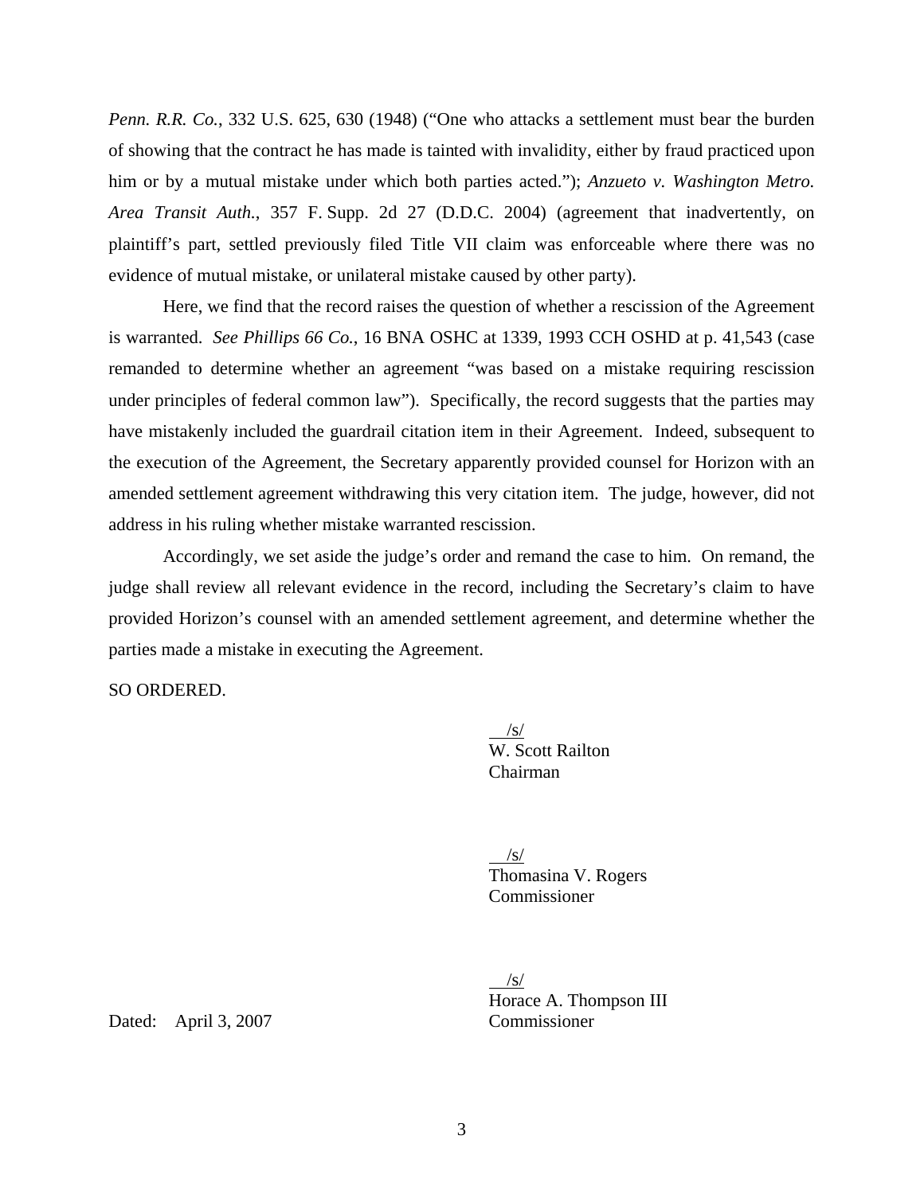*Penn. R.R. Co.*, 332 U.S. 625, 630 (1948) ("One who attacks a settlement must bear the burden of showing that the contract he has made is tainted with invalidity, either by fraud practiced upon him or by a mutual mistake under which both parties acted."); *Anzueto v. Washington Metro. Area Transit Auth.*, 357 F. Supp. 2d 27 (D.D.C. 2004) (agreement that inadvertently, on plaintiff's part, settled previously filed Title VII claim was enforceable where there was no evidence of mutual mistake, or unilateral mistake caused by other party).

Here, we find that the record raises the question of whether a rescission of the Agreement is warranted. *See Phillips 66 Co.*, 16 BNA OSHC at 1339, 1993 CCH OSHD at p. 41,543 (case remanded to determine whether an agreement "was based on a mistake requiring rescission under principles of federal common law"). Specifically, the record suggests that the parties may have mistakenly included the guardrail citation item in their Agreement. Indeed, subsequent to the execution of the Agreement, the Secretary apparently provided counsel for Horizon with an amended settlement agreement withdrawing this very citation item. The judge, however, did not address in his ruling whether mistake warranted rescission.

Accordingly, we set aside the judge's order and remand the case to him. On remand, the judge shall review all relevant evidence in the record, including the Secretary's claim to have provided Horizon's counsel with an amended settlement agreement, and determine whether the parties made a mistake in executing the Agreement.

SO ORDERED.

/s/
W. Scott Railton
Chairman

/s/
Thomasina V. Rogers
Commissioner

/s/
Horace A. Thompson III
Commissioner

Dated: April 3, 2007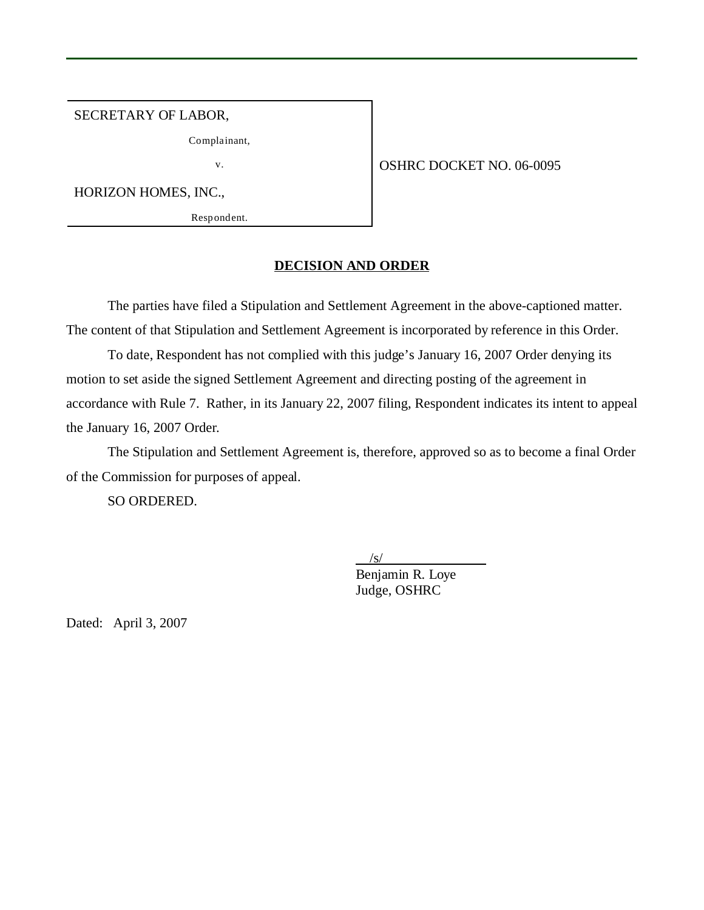SECRETARY OF LABOR,

Complainant,

v.

HORIZON HOMES, INC.,

Respondent.

OSHRC DOCKET NO. 06-0095

## DECISION AND ORDER

The parties have filed a Stipulation and Settlement Agreement in the above-captioned matter. The content of that Stipulation and Settlement Agreement is incorporated by reference in this Order.

To date, Respondent has not complied with this judge's January 16, 2007 Order denying its motion to set aside the signed Settlement Agreement and directing posting of the agreement in accordance with Rule 7. Rather, in its January 22, 2007 filing, Respondent indicates its intent to appeal the January 16, 2007 Order.

The Stipulation and Settlement Agreement is, therefore, approved so as to become a final Order of the Commission for purposes of appeal.

SO ORDERED.

/s/
Benjamin R. Loye
Judge, OSHRC

Dated: April 3, 2007